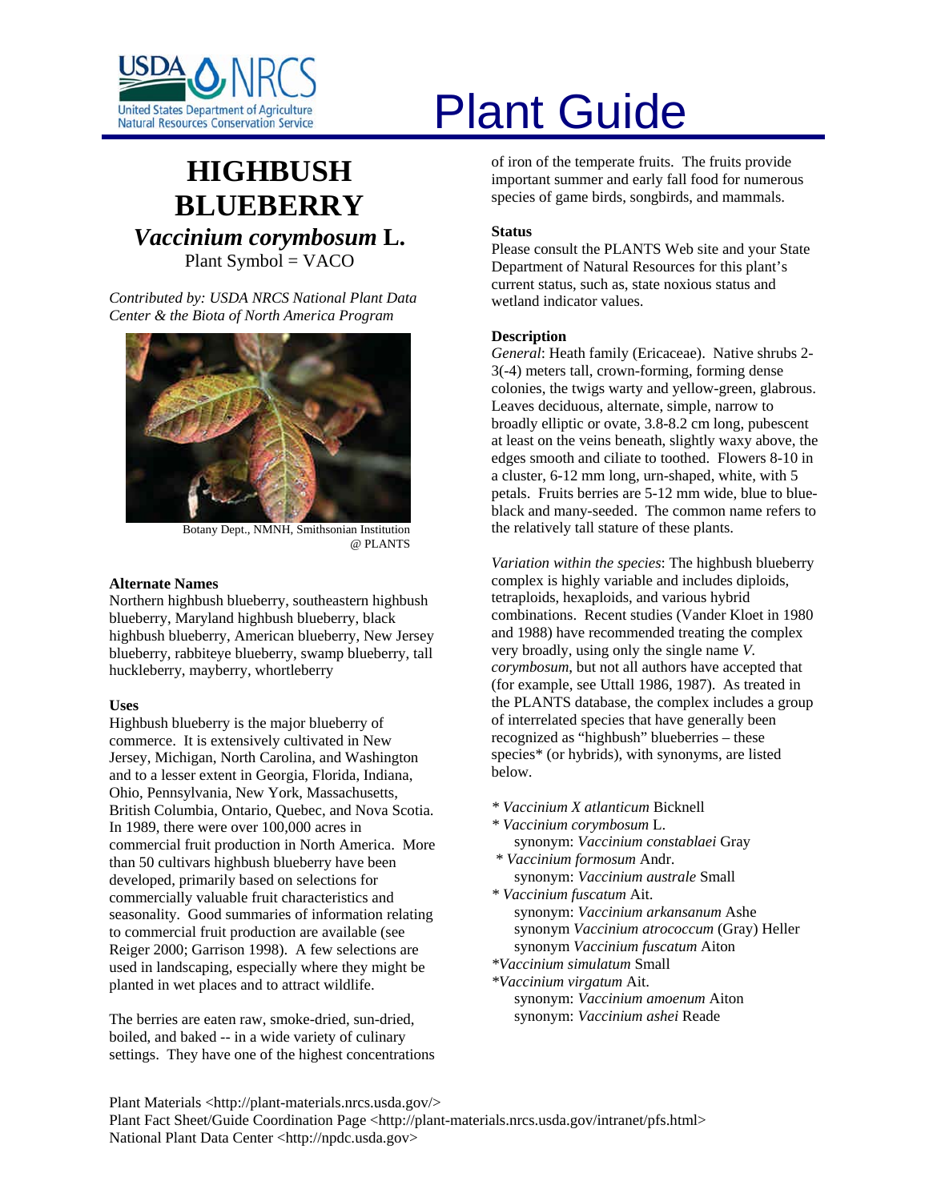# Plant Guide

## HIGHBUSH BLUEBERRY

## *Vaccinium corymbosum* L.

Plant Symbol = VACO

*Contributed by: USDA NRCS National Plant Data Center & the Biota of North America Program*

Botany Dept., NMNH, Smithsonian Institution @ PLANTS

### Alternate Names

Northern highbush blueberry, southeastern highbush blueberry, Maryland highbush blueberry, black highbush blueberry, American blueberry, New Jersey blueberry, rabbiteye blueberry, swamp blueberry, tall huckleberry, mayberry, whortleberry

### Uses

Highbush blueberry is the major blueberry of commerce. It is extensively cultivated in New Jersey, Michigan, North Carolina, and Washington and to a lesser extent in Georgia, Florida, Indiana, Ohio, Pennsylvania, New York, Massachusetts, British Columbia, Ontario, Quebec, and Nova Scotia. In 1989, there were over 100,000 acres in commercial fruit production in North America. More than 50 cultivars highbush blueberry have been developed, primarily based on selections for commercially valuable fruit characteristics and seasonality. Good summaries of information relating to commercial fruit production are available (see Reiger 2000; Garrison 1998). A few selections are used in landscaping, especially where they might be planted in wet places and to attract wildlife.

The berries are eaten raw, smoke-dried, sun-dried, boiled, and baked -- in a wide variety of culinary settings. They have one of the highest concentrations of iron of the temperate fruits. The fruits provide important summer and early fall food for numerous species of game birds, songbirds, and mammals.

### Status

Please consult the PLANTS Web site and your State Department of Natural Resources for this plant's current status, such as, state noxious status and wetland indicator values.

### Description

*General*: Heath family (Ericaceae). Native shrubs 2-3(-4) meters tall, crown-forming, forming dense colonies, the twigs warty and yellow-green, glabrous. Leaves deciduous, alternate, simple, narrow to broadly elliptic or ovate, 3.8-8.2 cm long, pubescent at least on the veins beneath, slightly waxy above, the edges smooth and ciliate to toothed. Flowers 8-10 in a cluster, 6-12 mm long, urn-shaped, white, with 5 petals. Fruits berries are 5-12 mm wide, blue to blue-black and many-seeded. The common name refers to the relatively tall stature of these plants.

*Variation within the species*: The highbush blueberry complex is highly variable and includes diploids, tetraploids, hexaploids, and various hybrid combinations. Recent studies (Vander Kloet in 1980 and 1988) have recommended treating the complex very broadly, using only the single name *V. corymbosum*, but not all authors have accepted that (for example, see Uttall 1986, 1987). As treated in the PLANTS database, the complex includes a group of interrelated species that have generally been recognized as "highbush" blueberries – these species* (or hybrids), with synonyms, are listed below.

- * *Vaccinium X atlanticum* Bicknell
- * *Vaccinium corymbosum* L.
  - synonym: *Vaccinium constablaei* Gray
- * *Vaccinium formosum* Andr.
  - synonym: *Vaccinium australe* Small
- * *Vaccinium fuscatum* Ait.
  - synonym: *Vaccinium arkansanum* Ashe
  - synonym *Vaccinium atrococcum* (Gray) Heller
  - synonym *Vaccinium fuscatum* Aiton
- **Vaccinium simulatum* Small
- **Vaccinium virgatum* Ait.
  - synonym: *Vaccinium amoenum* Aiton
  - synonym: *Vaccinium ashei* Reade

Plant Materials <http://plant-materials.nrcs.usda.gov/>
Plant Fact Sheet/Guide Coordination Page <http://plant-materials.nrcs.usda.gov/intranet/pfs.html>
National Plant Data Center <http://npdc.usda.gov>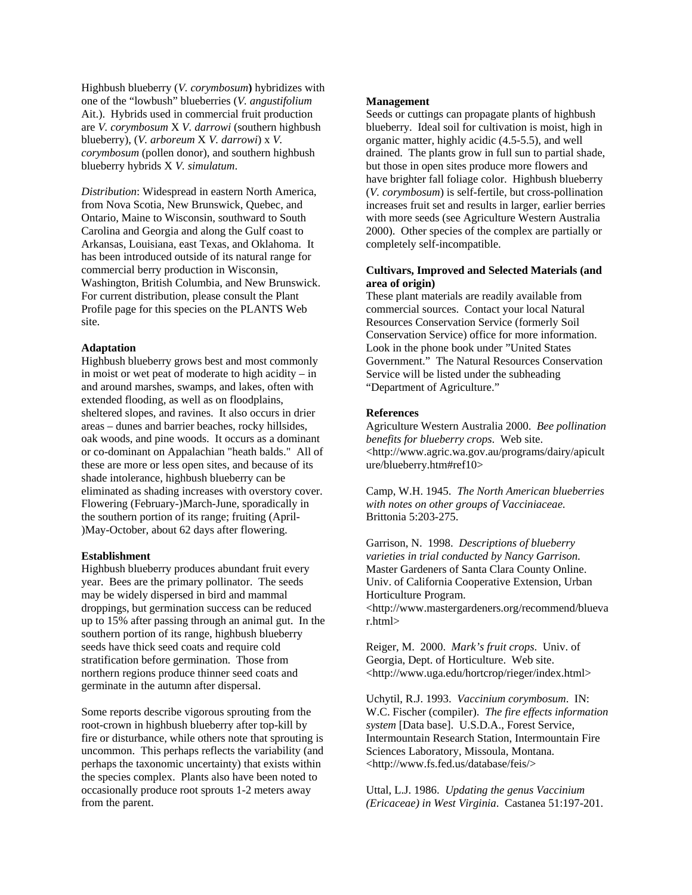Highbush blueberry (*V. corymbosum*) hybridizes with one of the "lowbush" blueberries (*V. angustifolium* Ait.). Hybrids used in commercial fruit production are *V. corymbosum* X *V. darrowi* (southern highbush blueberry), (*V. arboreum* X *V. darrowi*) x *V. corymbosum* (pollen donor), and southern highbush blueberry hybrids X *V. simulatum*.

*Distribution*: Widespread in eastern North America, from Nova Scotia, New Brunswick, Quebec, and Ontario, Maine to Wisconsin, southward to South Carolina and Georgia and along the Gulf coast to Arkansas, Louisiana, east Texas, and Oklahoma. It has been introduced outside of its natural range for commercial berry production in Wisconsin, Washington, British Columbia, and New Brunswick. For current distribution, please consult the Plant Profile page for this species on the PLANTS Web site.

**Adaptation**

Highbush blueberry grows best and most commonly in moist or wet peat of moderate to high acidity – in and around marshes, swamps, and lakes, often with extended flooding, as well as on floodplains, sheltered slopes, and ravines. It also occurs in drier areas – dunes and barrier beaches, rocky hillsides, oak woods, and pine woods. It occurs as a dominant or co-dominant on Appalachian "heath balds." All of these are more or less open sites, and because of its shade intolerance, highbush blueberry can be eliminated as shading increases with overstory cover. Flowering (February-)March-June, sporadically in the southern portion of its range; fruiting (April-)May-October, about 62 days after flowering.

**Establishment**

Highbush blueberry produces abundant fruit every year. Bees are the primary pollinator. The seeds may be widely dispersed in bird and mammal droppings, but germination success can be reduced up to 15% after passing through an animal gut. In the southern portion of its range, highbush blueberry seeds have thick seed coats and require cold stratification before germination. Those from northern regions produce thinner seed coats and germinate in the autumn after dispersal.

Some reports describe vigorous sprouting from the root-crown in highbush blueberry after top-kill by fire or disturbance, while others note that sprouting is uncommon. This perhaps reflects the variability (and perhaps the taxonomic uncertainty) that exists within the species complex. Plants also have been noted to occasionally produce root sprouts 1-2 meters away from the parent.

**Management**

Seeds or cuttings can propagate plants of highbush blueberry. Ideal soil for cultivation is moist, high in organic matter, highly acidic (4.5-5.5), and well drained. The plants grow in full sun to partial shade, but those in open sites produce more flowers and have brighter fall foliage color. Highbush blueberry (*V. corymbosum*) is self-fertile, but cross-pollination increases fruit set and results in larger, earlier berries with more seeds (see Agriculture Western Australia 2000). Other species of the complex are partially or completely self-incompatible.

**Cultivars, Improved and Selected Materials (and area of origin)**

These plant materials are readily available from commercial sources. Contact your local Natural Resources Conservation Service (formerly Soil Conservation Service) office for more information. Look in the phone book under "United States Government." The Natural Resources Conservation Service will be listed under the subheading "Department of Agriculture."

**References**

Agriculture Western Australia 2000. *Bee pollination benefits for blueberry crops*. Web site. <http://www.agric.wa.gov.au/programs/dairy/apiculture/blueberry.htm#ref10>

Camp, W.H. 1945. *The North American blueberries with notes on other groups of Vacciniaceae.* Brittonia 5:203-275.

Garrison, N. 1998. *Descriptions of blueberry varieties in trial conducted by Nancy Garrison.* Master Gardeners of Santa Clara County Online. Univ. of California Cooperative Extension, Urban Horticulture Program. <http://www.mastergardeners.org/recommend/bluevar.html>

Reiger, M. 2000. *Mark's fruit crops*. Univ. of Georgia, Dept. of Horticulture. Web site. <http://www.uga.edu/hortcrop/rieger/index.html>

Uchytil, R.J. 1993. *Vaccinium corymbosum*. IN: W.C. Fischer (compiler). *The fire effects information system* [Data base]. U.S.D.A., Forest Service, Intermountain Research Station, Intermountain Fire Sciences Laboratory, Missoula, Montana. <http://www.fs.fed.us/database/feis/>

Uttal, L.J. 1986. *Updating the genus Vaccinium (Ericaceae) in West Virginia*. Castanea 51:197-201.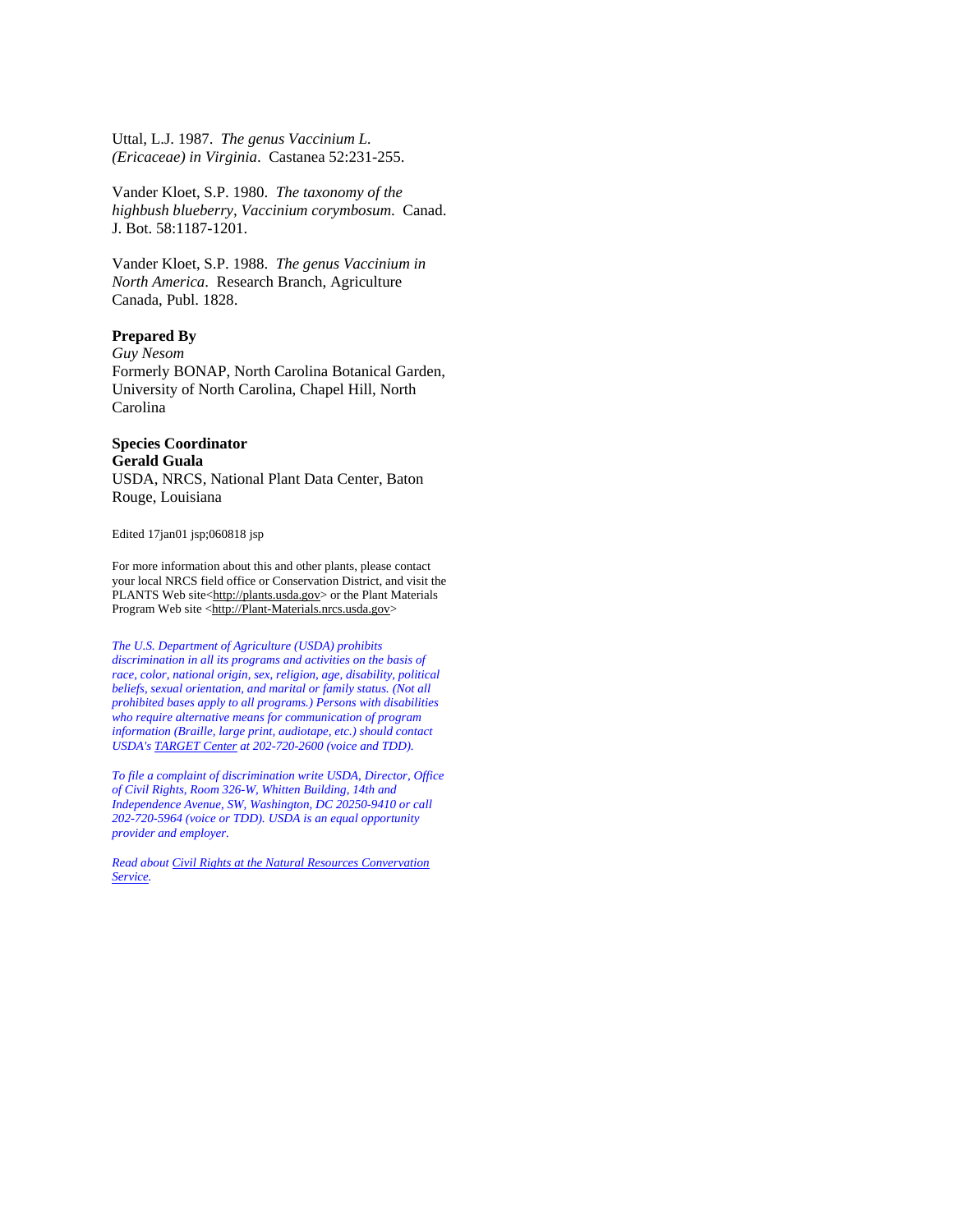Uttal, L.J. 1987. *The genus Vaccinium L. (Ericaceae) in Virginia*. Castanea 52:231-255.

Vander Kloet, S.P. 1980. *The taxonomy of the highbush blueberry, Vaccinium corymbosum.* Canad. J. Bot. 58:1187-1201.

Vander Kloet, S.P. 1988. *The genus Vaccinium in North America*. Research Branch, Agriculture Canada, Publ. 1828.

**Prepared By**
*Guy Nesom*
Formerly BONAP, North Carolina Botanical Garden, University of North Carolina, Chapel Hill, North Carolina

**Species Coordinator**
**Gerald Guala**
USDA, NRCS, National Plant Data Center, Baton Rouge, Louisiana

Edited 17jan01 jsp;060818 jsp

For more information about this and other plants, please contact your local NRCS field office or Conservation District, and visit the PLANTS Web site<http://plants.usda.gov> or the Plant Materials Program Web site <http://Plant-Materials.nrcs.usda.gov>

*The U.S. Department of Agriculture (USDA) prohibits discrimination in all its programs and activities on the basis of race, color, national origin, sex, religion, age, disability, political beliefs, sexual orientation, and marital or family status. (Not all prohibited bases apply to all programs.) Persons with disabilities who require alternative means for communication of program information (Braille, large print, audiotape, etc.) should contact USDA's TARGET Center at 202-720-2600 (voice and TDD).*

*To file a complaint of discrimination write USDA, Director, Office of Civil Rights, Room 326-W, Whitten Building, 14th and Independence Avenue, SW, Washington, DC 20250-9410 or call 202-720-5964 (voice or TDD). USDA is an equal opportunity provider and employer.*

*Read about Civil Rights at the Natural Resources Convervation Service.*